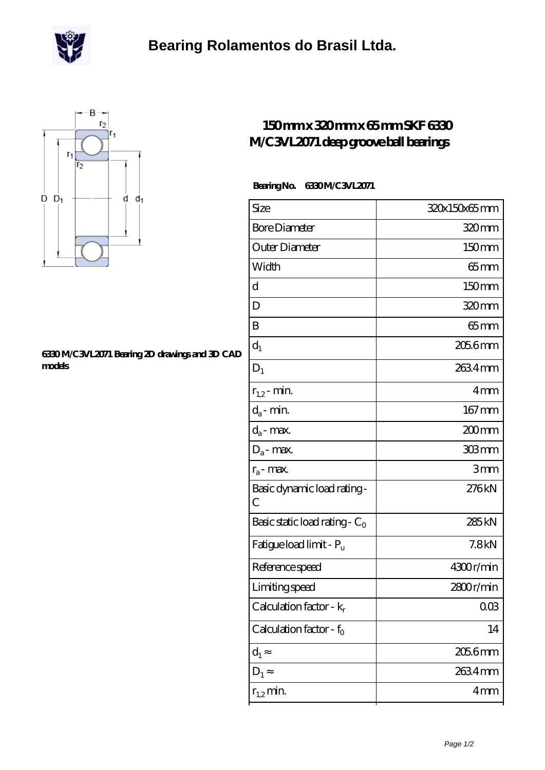# Bearing Rolamentos do Brasil Ltda.

## 150 mm x 320 mm x 65 mm SKF 6330 M/C3VL2071 deep groove ball bearings

6330 M/C3VL2071 Bearing 2D drawings and 3D CAD models

**Bearing No.** 6330 M/C3VL2071

| Size | 320x150x65 mm |
|---|---|
| Bore Diameter | 320 mm |
| Outer Diameter | 150 mm |
| Width | 65 mm |
| d | 150 mm |
| D | 320 mm |
| B | 65 mm |
| $d_1$ | 205.6 mm |
| $D_1$ | 263.4 mm |
| $r_{1,2}$ - min. | 4 mm |
| $d_a$ - min. | 167 mm |
| $d_a$ - max. | 200 mm |
| $D_a$ - max. | 303 mm |
| $r_a$ - max. | 3 mm |
| Basic dynamic load rating - C | 276 kN |
| Basic static load rating - $C_0$ | 285 kN |
| Fatigue load limit - $P_u$ | 7.8 kN |
| Reference speed | 4300 r/min |
| Limiting speed | 2800 r/min |
| Calculation factor - $k_r$ | 0.03 |
| Calculation factor - $f_0$ | 14 |
| $d_1 \approx$ | 205.6 mm |
| $D_1 \approx$ | 263.4 mm |
| $r_{1,2}$ min. | 4 mm |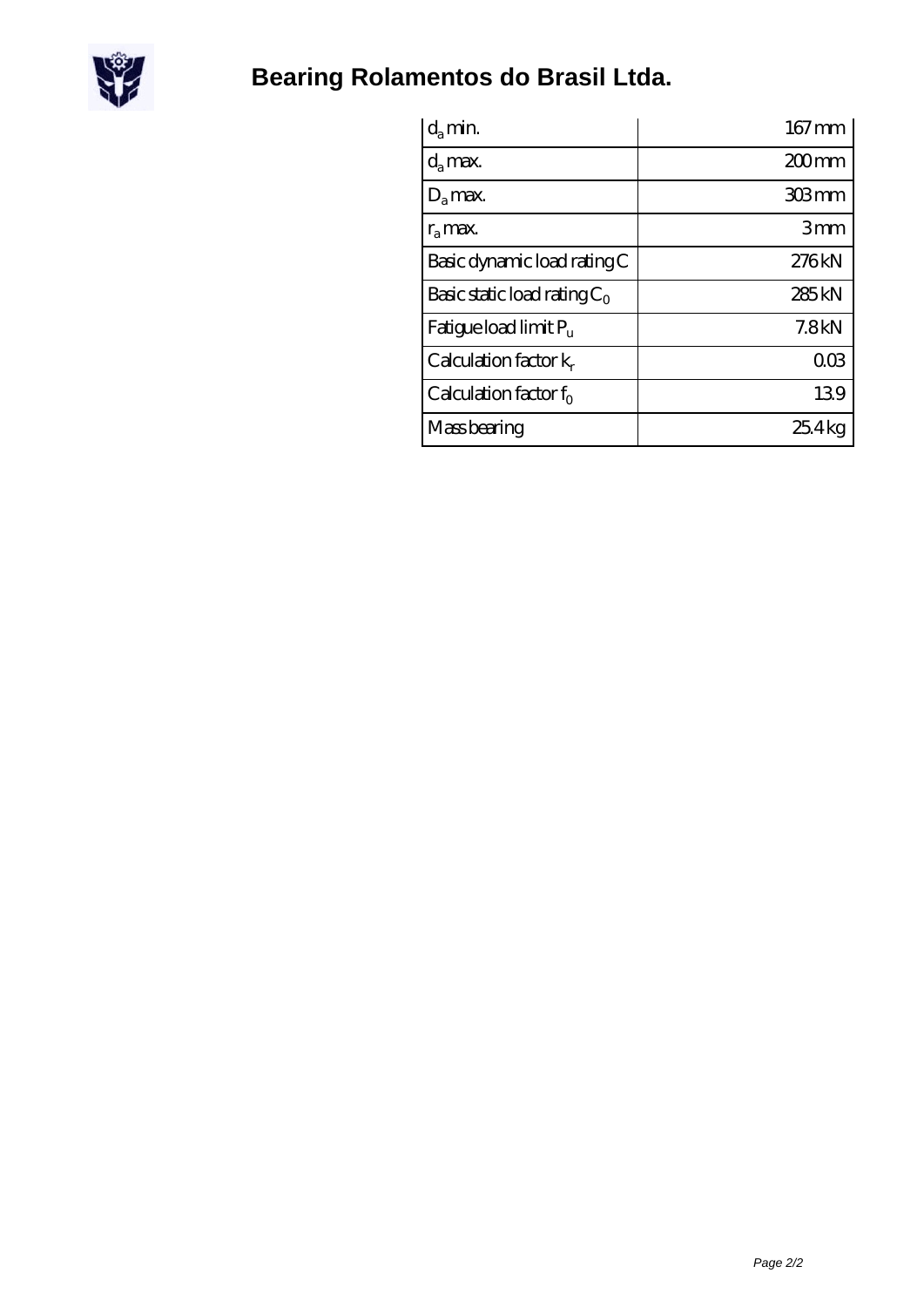# Bearing Rolamentos do Brasil Ltda.

| | |
|---|---|
| $d_a$ min. | 167 mm |
| $d_a$ max. | 200 mm |
| $D_a$ max. | 303 mm |
| $r_a$ max. | 3 mm |
| Basic dynamic load rating C | 276 kN |
| Basic static load rating $C_0$ | 285 kN |
| Fatigue load limit $P_u$ | 7.8 kN |
| Calculation factor $k_r$ | 0.03 |
| Calculation factor $f_0$ | 13.9 |
| Mass bearing | 25.4 kg |